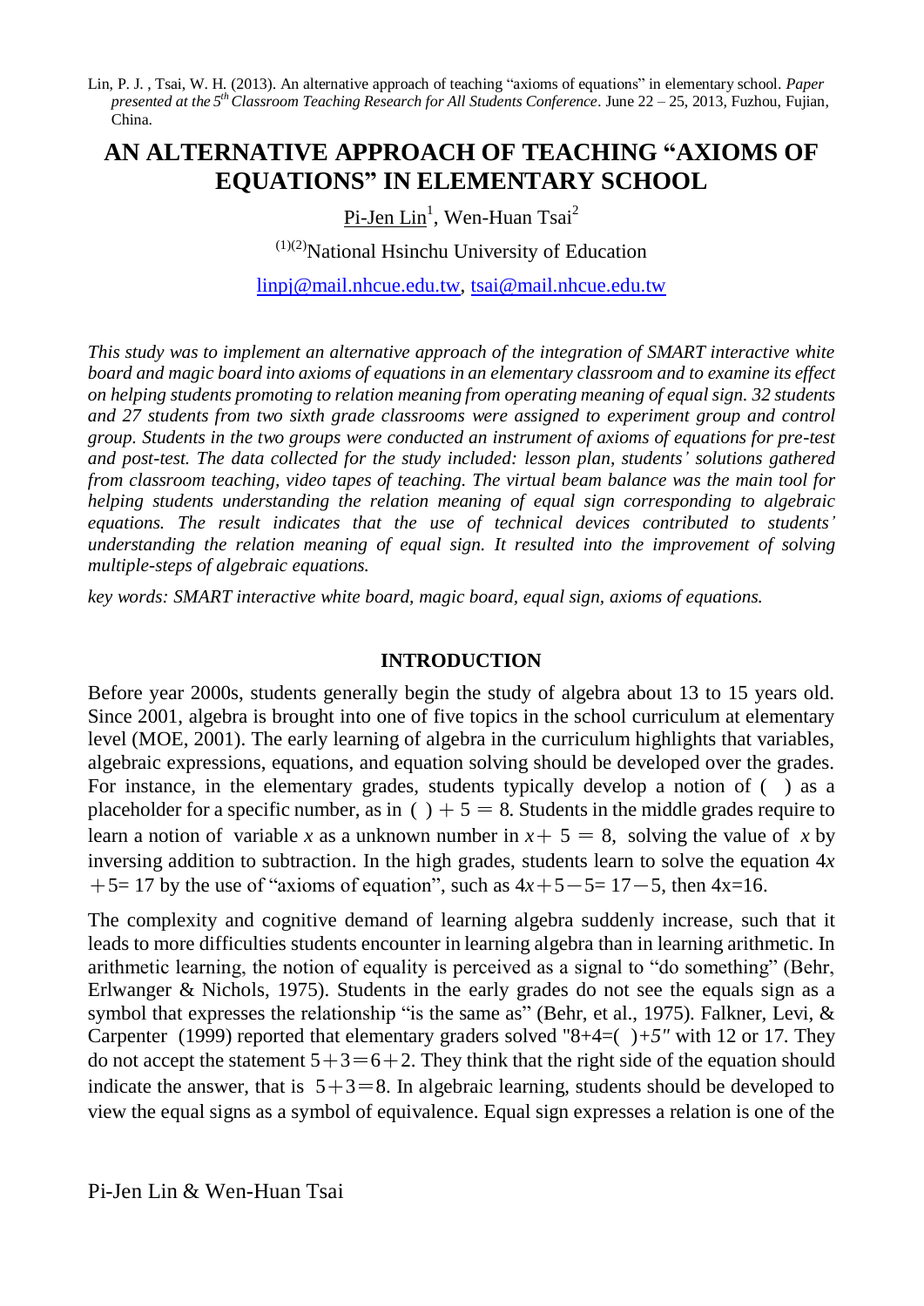Lin, P. J. , Tsai, W. H. (2013). An alternative approach of teaching "axioms of equations" in elementary school. *Paper presented at the 5th Classroom Teaching Research for All Students Conference*. June 22 – 25, 2013, Fuzhou, Fujian, China.

# AN ALTERNATIVE APPROACH OF TEACHING "AXIOMS OF EQUATIONS" IN ELEMENTARY SCHOOL

Pi-Jen Lin[1], Wen-Huan Tsai[2]

[(1)(2)]National Hsinchu University of Education

linpj@mail.nhcue.edu.tw, tsai@mail.nhcue.edu.tw

*This study was to implement an alternative approach of the integration of SMART interactive white board and magic board into axioms of equations in an elementary classroom and to examine its effect on helping students promoting to relation meaning from operating meaning of equal sign. 32 students and 27 students from two sixth grade classrooms were assigned to experiment group and control group. Students in the two groups were conducted an instrument of axioms of equations for pre-test and post-test. The data collected for the study included: lesson plan, students' solutions gathered from classroom teaching, video tapes of teaching. The virtual beam balance was the main tool for helping students understanding the relation meaning of equal sign corresponding to algebraic equations. The result indicates that the use of technical devices contributed to students' understanding the relation meaning of equal sign. It resulted into the improvement of solving multiple-steps of algebraic equations.*

*key words: SMART interactive white board, magic board, equal sign, axioms of equations.*

## INTRODUCTION

Before year 2000s, students generally begin the study of algebra about 13 to 15 years old. Since 2001, algebra is brought into one of five topics in the school curriculum at elementary level (MOE, 2001). The early learning of algebra in the curriculum highlights that variables, algebraic expressions, equations, and equation solving should be developed over the grades. For instance, in the elementary grades, students typically develop a notion of ( ) as a placeholder for a specific number, as in $(\ )+5=8$. Students in the middle grades require to learn a notion of variable $x$ as a unknown number in $x+5=8$, solving the value of $x$ by inversing addition to subtraction. In the high grades, students learn to solve the equation $4x+5=17$ by the use of "axioms of equation", such as $4x+5-5=17-5$, then $4x=16$.

The complexity and cognitive demand of learning algebra suddenly increase, such that it leads to more difficulties students encounter in learning algebra than in learning arithmetic. In arithmetic learning, the notion of equality is perceived as a signal to "do something" (Behr, Erlwanger & Nichols, 1975). Students in the early grades do not see the equals sign as a symbol that expresses the relationship "is the same as" (Behr, et al., 1975). Falkner, Levi, & Carpenter (1999) reported that elementary graders solved "$8+4=(\ )+5$" with 12 or 17. They do not accept the statement $5+3=6+2$. They think that the right side of the equation should indicate the answer, that is $5+3=8$. In algebraic learning, students should be developed to view the equal signs as a symbol of equivalence. Equal sign expresses a relation is one of the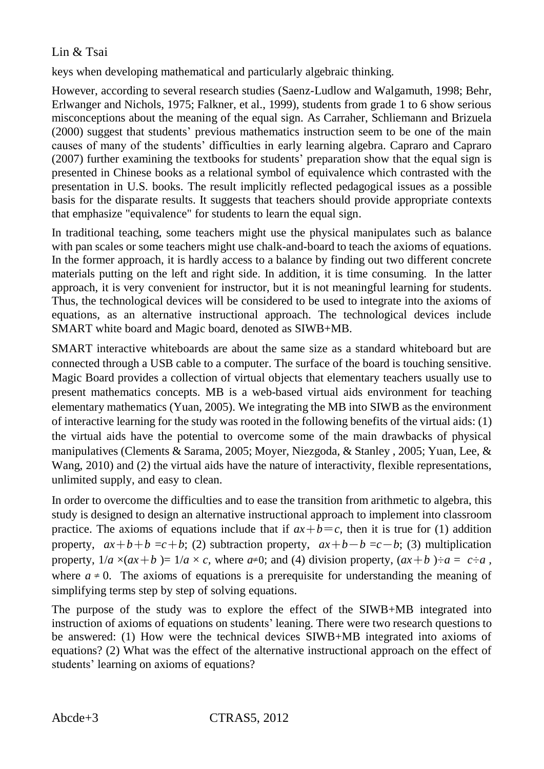keys when developing mathematical and particularly algebraic thinking.

However, according to several research studies (Saenz-Ludlow and Walgamuth, 1998; Behr, Erlwanger and Nichols, 1975; Falkner, et al., 1999), students from grade 1 to 6 show serious misconceptions about the meaning of the equal sign. As Carraher, Schliemann and Brizuela (2000) suggest that students' previous mathematics instruction seem to be one of the main causes of many of the students' difficulties in early learning algebra. Capraro and Capraro (2007) further examining the textbooks for students' preparation show that the equal sign is presented in Chinese books as a relational symbol of equivalence which contrasted with the presentation in U.S. books. The result implicitly reflected pedagogical issues as a possible basis for the disparate results. It suggests that teachers should provide appropriate contexts that emphasize "equivalence" for students to learn the equal sign.

In traditional teaching, some teachers might use the physical manipulates such as balance with pan scales or some teachers might use chalk-and-board to teach the axioms of equations. In the former approach, it is hardly access to a balance by finding out two different concrete materials putting on the left and right side. In addition, it is time consuming. In the latter approach, it is very convenient for instructor, but it is not meaningful learning for students. Thus, the technological devices will be considered to be used to integrate into the axioms of equations, as an alternative instructional approach. The technological devices include SMART white board and Magic board, denoted as SIWB+MB.

SMART interactive whiteboards are about the same size as a standard whiteboard but are connected through a USB cable to a computer. The surface of the board is touching sensitive. Magic Board provides a collection of virtual objects that elementary teachers usually use to present mathematics concepts. MB is a web-based virtual aids environment for teaching elementary mathematics (Yuan, 2005). We integrating the MB into SIWB as the environment of interactive learning for the study was rooted in the following benefits of the virtual aids: (1) the virtual aids have the potential to overcome some of the main drawbacks of physical manipulatives (Clements & Sarama, 2005; Moyer, Niezgoda, & Stanley , 2005; Yuan, Lee, & Wang, 2010) and (2) the virtual aids have the nature of interactivity, flexible representations, unlimited supply, and easy to clean.

In order to overcome the difficulties and to ease the transition from arithmetic to algebra, this study is designed to design an alternative instructional approach to implement into classroom practice. The axioms of equations include that if $ax+b=c$, then it is true for (1) addition property, $ax+b+b=c+b$; (2) subtraction property, $ax+b-b=c-b$; (3) multiplication property, $1/a \times (ax+b) = 1/a \times c$, where $a \neq 0$; and (4) division property, $(ax+b) \div a = c \div a$, where $a \neq 0$. The axioms of equations is a prerequisite for understanding the meaning of simplifying terms step by step of solving equations.

The purpose of the study was to explore the effect of the SIWB+MB integrated into instruction of axioms of equations on students' leaning. There were two research questions to be answered: (1) How were the technical devices SIWB+MB integrated into axioms of equations? (2) What was the effect of the alternative instructional approach on the effect of students' learning on axioms of equations?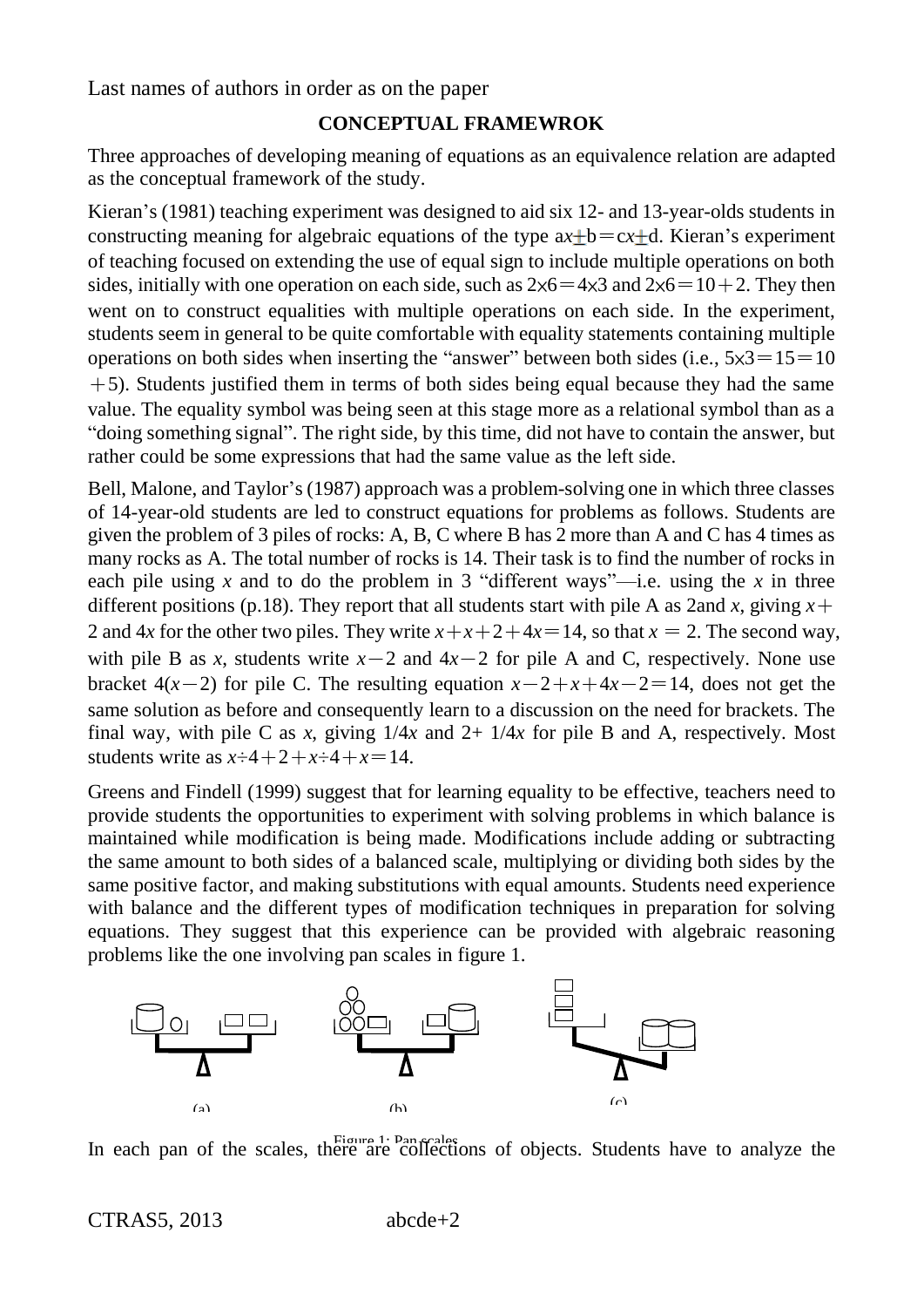## CONCEPTUAL FRAMEWROK

Three approaches of developing meaning of equations as an equivalence relation are adapted as the conceptual framework of the study.

Kieran's (1981) teaching experiment was designed to aid six 12- and 13-year-olds students in constructing meaning for algebraic equations of the type $ax \pm b = cx \pm d$. Kieran's experiment of teaching focused on extending the use of equal sign to include multiple operations on both sides, initially with one operation on each side, such as $2\times6 = 4\times3$ and $2\times6 = 10 + 2$. They then went on to construct equalities with multiple operations on each side. In the experiment, students seem in general to be quite comfortable with equality statements containing multiple operations on both sides when inserting the "answer" between both sides (i.e., $5\times3 = 15 = 10 + 5$). Students justified them in terms of both sides being equal because they had the same value. The equality symbol was being seen at this stage more as a relational symbol than as a "doing something signal". The right side, by this time, did not have to contain the answer, but rather could be some expressions that had the same value as the left side.

Bell, Malone, and Taylor's (1987) approach was a problem-solving one in which three classes of 14-year-old students are led to construct equations for problems as follows. Students are given the problem of 3 piles of rocks: A, B, C where B has 2 more than A and C has 4 times as many rocks as A. The total number of rocks is 14. Their task is to find the number of rocks in each pile using $x$ and to do the problem in 3 "different ways"—i.e. using the $x$ in three different positions (p.18). They report that all students start with pile A as 2and $x$, giving $x + 2$ and $4x$ for the other two piles. They write $x + x + 2 + 4x = 14$, so that $x = 2$. The second way, with pile B as $x$, students write $x - 2$ and $4x - 2$ for pile A and C, respectively. None use bracket $4(x - 2)$ for pile C. The resulting equation $x - 2 + x + 4x - 2 = 14$, does not get the same solution as before and consequently learn to a discussion on the need for brackets. The final way, with pile C as $x$, giving $1/4x$ and $2+ 1/4x$ for pile B and A, respectively. Most students write as $x \div 4 + 2 + x \div 4 + x = 14$.

Greens and Findell (1999) suggest that for learning equality to be effective, teachers need to provide students the opportunities to experiment with solving problems in which balance is maintained while modification is being made. Modifications include adding or subtracting the same amount to both sides of a balanced scale, multiplying or dividing both sides by the same positive factor, and making substitutions with equal amounts. Students need experience with balance and the different types of modification techniques in preparation for solving equations. They suggest that this experience can be provided with algebraic reasoning problems like the one involving pan scales in figure 1.

(a) (b) (c)

Figure 1: Pan scales

In each pan of the scales, there are collections of objects. Students have to analyze the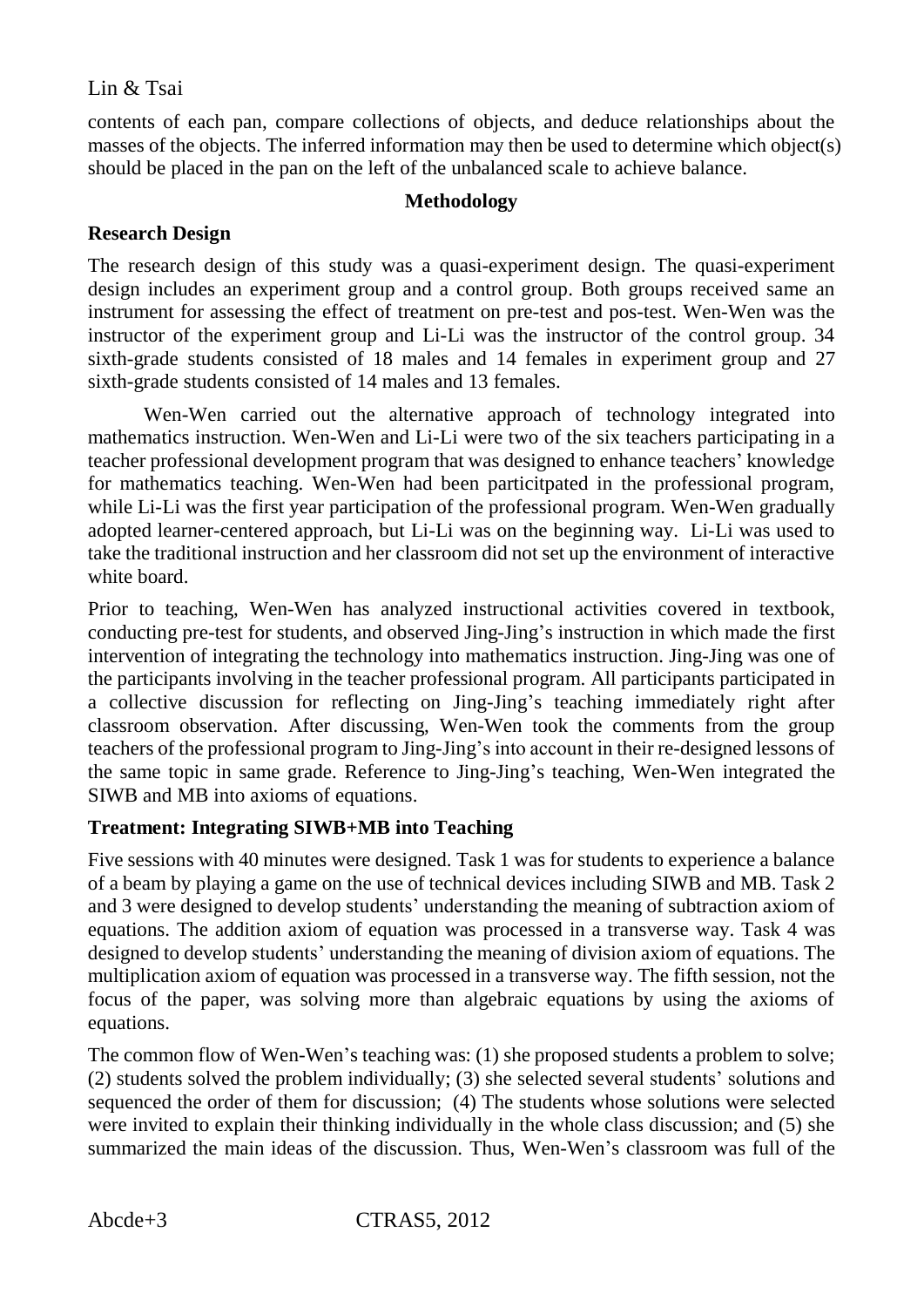contents of each pan, compare collections of objects, and deduce relationships about the masses of the objects. The inferred information may then be used to determine which object(s) should be placed in the pan on the left of the unbalanced scale to achieve balance.

## Methodology

### Research Design

The research design of this study was a quasi-experiment design. The quasi-experiment design includes an experiment group and a control group. Both groups received same an instrument for assessing the effect of treatment on pre-test and pos-test. Wen-Wen was the instructor of the experiment group and Li-Li was the instructor of the control group. 34 sixth-grade students consisted of 18 males and 14 females in experiment group and 27 sixth-grade students consisted of 14 males and 13 females.

Wen-Wen carried out the alternative approach of technology integrated into mathematics instruction. Wen-Wen and Li-Li were two of the six teachers participating in a teacher professional development program that was designed to enhance teachers' knowledge for mathematics teaching. Wen-Wen had been particitpated in the professional program, while Li-Li was the first year participation of the professional program. Wen-Wen gradually adopted learner-centered approach, but Li-Li was on the beginning way. Li-Li was used to take the traditional instruction and her classroom did not set up the environment of interactive white board.

Prior to teaching, Wen-Wen has analyzed instructional activities covered in textbook, conducting pre-test for students, and observed Jing-Jing's instruction in which made the first intervention of integrating the technology into mathematics instruction. Jing-Jing was one of the participants involving in the teacher professional program. All participants participated in a collective discussion for reflecting on Jing-Jing's teaching immediately right after classroom observation. After discussing, Wen-Wen took the comments from the group teachers of the professional program to Jing-Jing's into account in their re-designed lessons of the same topic in same grade. Reference to Jing-Jing's teaching, Wen-Wen integrated the SIWB and MB into axioms of equations.

### Treatment: Integrating SIWB+MB into Teaching

Five sessions with 40 minutes were designed. Task 1 was for students to experience a balance of a beam by playing a game on the use of technical devices including SIWB and MB. Task 2 and 3 were designed to develop students' understanding the meaning of subtraction axiom of equations. The addition axiom of equation was processed in a transverse way. Task 4 was designed to develop students' understanding the meaning of division axiom of equations. The multiplication axiom of equation was processed in a transverse way. The fifth session, not the focus of the paper, was solving more than algebraic equations by using the axioms of equations.

The common flow of Wen-Wen's teaching was: (1) she proposed students a problem to solve; (2) students solved the problem individually; (3) she selected several students' solutions and sequenced the order of them for discussion; (4) The students whose solutions were selected were invited to explain their thinking individually in the whole class discussion; and (5) she summarized the main ideas of the discussion. Thus, Wen-Wen's classroom was full of the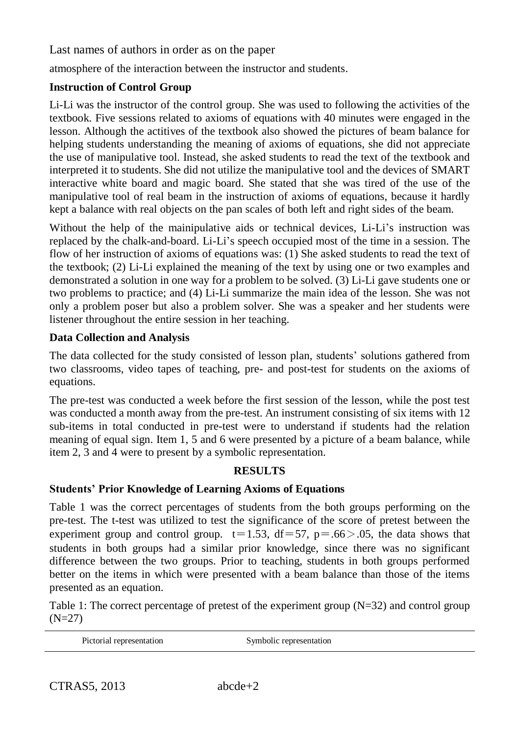atmosphere of the interaction between the instructor and students.

**Instruction of Control Group**

Li-Li was the instructor of the control group. She was used to following the activities of the textbook. Five sessions related to axioms of equations with 40 minutes were engaged in the lesson. Although the actitives of the textbook also showed the pictures of beam balance for helping students understanding the meaning of axioms of equations, she did not appreciate the use of manipulative tool. Instead, she asked students to read the text of the textbook and interpreted it to students. She did not utilize the manipulative tool and the devices of SMART interactive white board and magic board. She stated that she was tired of the use of the manipulative tool of real beam in the instruction of axioms of equations, because it hardly kept a balance with real objects on the pan scales of both left and right sides of the beam.

Without the help of the mainipulative aids or technical devices, Li-Li's instruction was replaced by the chalk-and-board. Li-Li's speech occupied most of the time in a session. The flow of her instruction of axioms of equations was: (1) She asked students to read the text of the textbook; (2) Li-Li explained the meaning of the text by using one or two examples and demonstrated a solution in one way for a problem to be solved. (3) Li-Li gave students one or two problems to practice; and (4) Li-Li summarize the main idea of the lesson. She was not only a problem poser but also a problem solver. She was a speaker and her students were listener throughout the entire session in her teaching.

**Data Collection and Analysis**

The data collected for the study consisted of lesson plan, students' solutions gathered from two classrooms, video tapes of teaching, pre- and post-test for students on the axioms of equations.

The pre-test was conducted a week before the first session of the lesson, while the post test was conducted a month away from the pre-test. An instrument consisting of six items with 12 sub-items in total conducted in pre-test were to understand if students had the relation meaning of equal sign. Item 1, 5 and 6 were presented by a picture of a beam balance, while item 2, 3 and 4 were to present by a symbolic representation.

## RESULTS

**Students' Prior Knowledge of Learning Axioms of Equations**

Table 1 was the correct percentages of students from the both groups performing on the pre-test. The t-test was utilized to test the significance of the score of pretest between the experiment group and control group. $t=1.53$, $df=57$, $p=.66>.05$, the data shows that students in both groups had a similar prior knowledge, since there was no significant difference between the two groups. Prior to teaching, students in both groups performed better on the items in which were presented with a beam balance than those of the items presented as an equation.

Table 1: The correct percentage of pretest of the experiment group (N=32) and control group (N=27)

| Pictorial representation | Symbolic representation |
|---|---|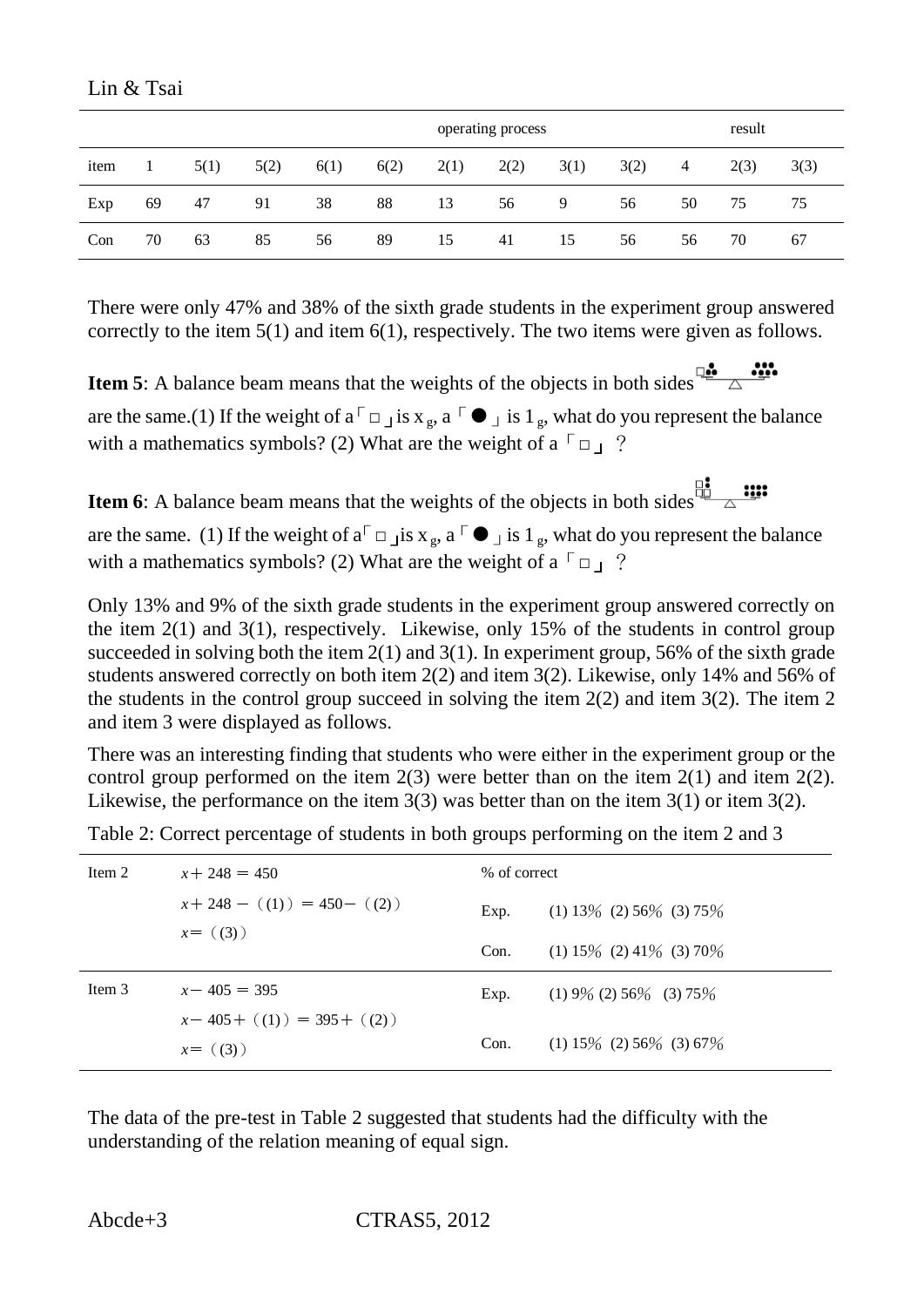| | | | | | | operating process | | | | | result | |
|---|---|---|---|---|---|---|---|---|---|---|---|---|
| item | 1 | 5(1) | 5(2) | 6(1) | 6(2) | 2(1) | 2(2) | 3(1) | 3(2) | 4 | 2(3) | 3(3) |
| Exp | 69 | 47 | 91 | 38 | 88 | 13 | 56 | 9 | 56 | 50 | 75 | 75 |
| Con | 70 | 63 | 85 | 56 | 89 | 15 | 41 | 15 | 56 | 56 | 70 | 67 |

There were only 47% and 38% of the sixth grade students in the experiment group answered correctly to the item 5(1) and item 6(1), respectively. The two items were given as follows.

**Item 5**: A balance beam means that the weights of the objects in both sides are the same.(1) If the weight of a「□」is $x$ g, a「●」is 1 g, what do you represent the balance with a mathematics symbols? (2) What are the weight of a「□」?

**Item 6**: A balance beam means that the weights of the objects in both sides are the same. (1) If the weight of a「□」is $x$ g, a「●」is 1 g, what do you represent the balance with a mathematics symbols? (2) What are the weight of a「□」?

Only 13% and 9% of the sixth grade students in the experiment group answered correctly on the item 2(1) and 3(1), respectively. Likewise, only 15% of the students in control group succeeded in solving both the item 2(1) and 3(1). In experiment group, 56% of the sixth grade students answered correctly on both item 2(2) and item 3(2). Likewise, only 14% and 56% of the students in the control group succeed in solving the item 2(2) and item 3(2). The item 2 and item 3 were displayed as follows.

There was an interesting finding that students who were either in the experiment group or the control group performed on the item 2(3) were better than on the item 2(1) and item 2(2). Likewise, the performance on the item 3(3) was better than on the item 3(1) or item 3(2).

Table 2: Correct percentage of students in both groups performing on the item 2 and 3

| | | % of correct | |
|---|---|---|---|
| Item 2 | $x + 248 = 450$<br>$x + 248 - ((1)) = 450 - ((2))$<br>$x = ((3))$ | Exp. | (1) 13% (2) 56% (3) 75% |
| | | Con. | (1) 15% (2) 41% (3) 70% |
| Item 3 | $x - 405 = 395$<br>$x - 405 + ((1)) = 395 + ((2))$<br>$x = ((3))$ | Exp. | (1) 9% (2) 56% (3) 75% |
| | | Con. | (1) 15% (2) 56% (3) 67% |

The data of the pre-test in Table 2 suggested that students had the difficulty with the understanding of the relation meaning of equal sign.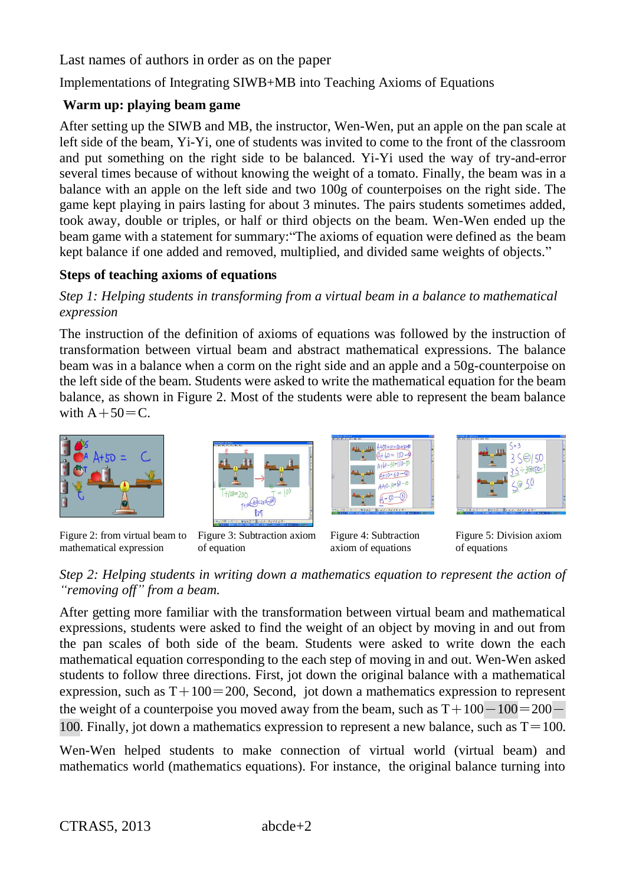### Warm up: playing beam game

After setting up the SIWB and MB, the instructor, Wen-Wen, put an apple on the pan scale at left side of the beam, Yi-Yi, one of students was invited to come to the front of the classroom and put something on the right side to be balanced. Yi-Yi used the way of try-and-error several times because of without knowing the weight of a tomato. Finally, the beam was in a balance with an apple on the left side and two 100g of counterpoises on the right side. The game kept playing in pairs lasting for about 3 minutes. The pairs students sometimes added, took away, double or triples, or half or third objects on the beam. Wen-Wen ended up the beam game with a statement for summary:"The axioms of equation were defined as the beam kept balance if one added and removed, multiplied, and divided same weights of objects."

### Steps of teaching axioms of equations

*Step 1: Helping students in transforming from a virtual beam in a balance to mathematical expression*

The instruction of the definition of axioms of equations was followed by the instruction of transformation between virtual beam and abstract mathematical expressions. The balance beam was in a balance when a corm on the right side and an apple and a 50g-counterpoise on the left side of the beam. Students were asked to write the mathematical equation for the beam balance, as shown in Figure 2. Most of the students were able to represent the beam balance with $A+50=C$.

Figure 2: from virtual beam to mathematical expression

Figure 3: Subtraction axiom of equation

Figure 4: Subtraction axiom of equations

Figure 5: Division axiom of equations

*Step 2: Helping students in writing down a mathematics equation to represent the action of "removing off" from a beam.*

After getting more familiar with the transformation between virtual beam and mathematical expressions, students were asked to find the weight of an object by moving in and out from the pan scales of both side of the beam. Students were asked to write down the each mathematical equation corresponding to the each step of moving in and out. Wen-Wen asked students to follow three directions. First, jot down the original balance with a mathematical expression, such as $T+100=200$, Second, jot down a mathematics expression to represent the weight of a counterpoise you moved away from the beam, such as $T+100-100=200-100$. Finally, jot down a mathematics expression to represent a new balance, such as $T=100$.

Wen-Wen helped students to make connection of virtual world (virtual beam) and mathematics world (mathematics equations). For instance, the original balance turning into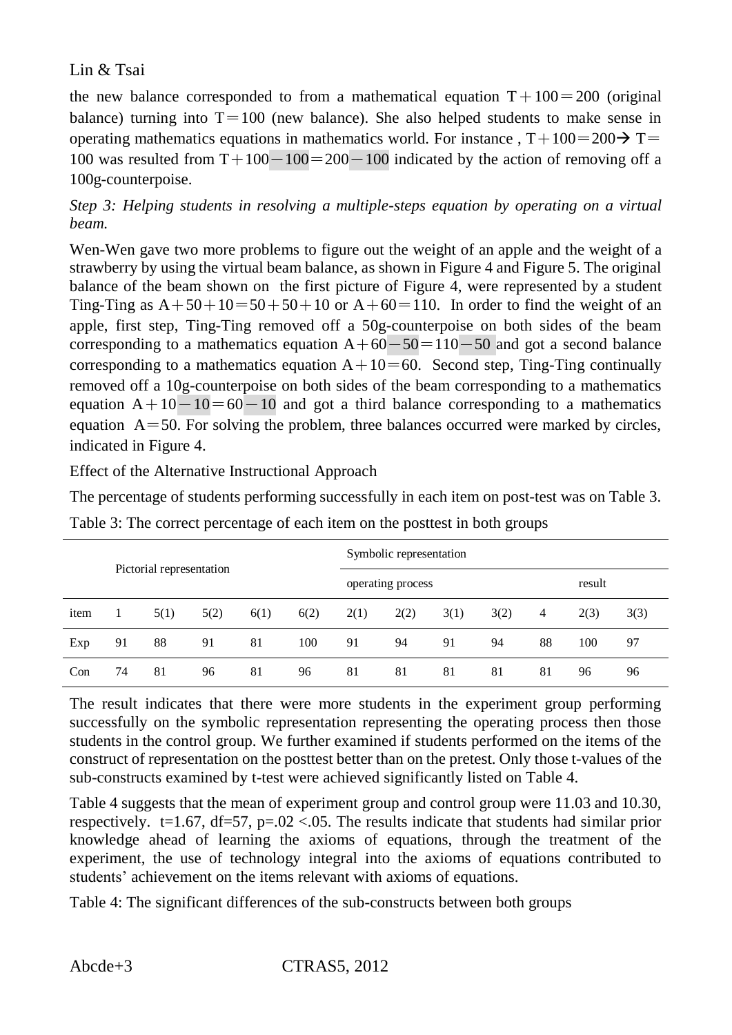the new balance corresponded to from a mathematical equation $T+100=200$ (original balance) turning into $T=100$ (new balance). She also helped students to make sense in operating mathematics equations in mathematics world. For instance , $T+100=200 \rightarrow T=100$ was resulted from $T+100-100=200-100$ indicated by the action of removing off a 100g-counterpoise.

*Step 3: Helping students in resolving a multiple-steps equation by operating on a virtual beam.*

Wen-Wen gave two more problems to figure out the weight of an apple and the weight of a strawberry by using the virtual beam balance, as shown in Figure 4 and Figure 5. The original balance of the beam shown on the first picture of Figure 4, were represented by a student Ting-Ting as $A+50+10=50+50+10$ or $A+60=110$. In order to find the weight of an apple, first step, Ting-Ting removed off a 50g-counterpoise on both sides of the beam corresponding to a mathematics equation $A+60-50=110-50$ and got a second balance corresponding to a mathematics equation $A+10=60$. Second step, Ting-Ting continually removed off a 10g-counterpoise on both sides of the beam corresponding to a mathematics equation $A+10-10=60-10$ and got a third balance corresponding to a mathematics equation $A=50$. For solving the problem, three balances occurred were marked by circles, indicated in Figure 4.

Effect of the Alternative Instructional Approach

The percentage of students performing successfully in each item on post-test was on Table 3.

Table 3: The correct percentage of each item on the posttest in both groups

| Pictorial representation | | | | | | Symbolic representation | | | | | | |
|---|---|---|---|---|---|---|---|---|---|---|---|---|
| | | | | | | operating process | | | | | result | |
| item | 1 | 5(1) | 5(2) | 6(1) | 6(2) | 2(1) | 2(2) | 3(1) | 3(2) | 4 | 2(3) | 3(3) |
| Exp | 91 | 88 | 91 | 81 | 100 | 91 | 94 | 91 | 94 | 88 | 100 | 97 |
| Con | 74 | 81 | 96 | 81 | 96 | 81 | 81 | 81 | 81 | 81 | 96 | 96 |

The result indicates that there were more students in the experiment group performing successfully on the symbolic representation representing the operating process then those students in the control group. We further examined if students performed on the items of the construct of representation on the posttest better than on the pretest. Only those t-values of the sub-constructs examined by t-test were achieved significantly listed on Table 4.

Table 4 suggests that the mean of experiment group and control group were 11.03 and 10.30, respectively. $t=1.67$, $df=57$, $p=.02<.05$. The results indicate that students had similar prior knowledge ahead of learning the axioms of equations, through the treatment of the experiment, the use of technology integral into the axioms of equations contributed to students' achievement on the items relevant with axioms of equations.

Table 4: The significant differences of the sub-constructs between both groups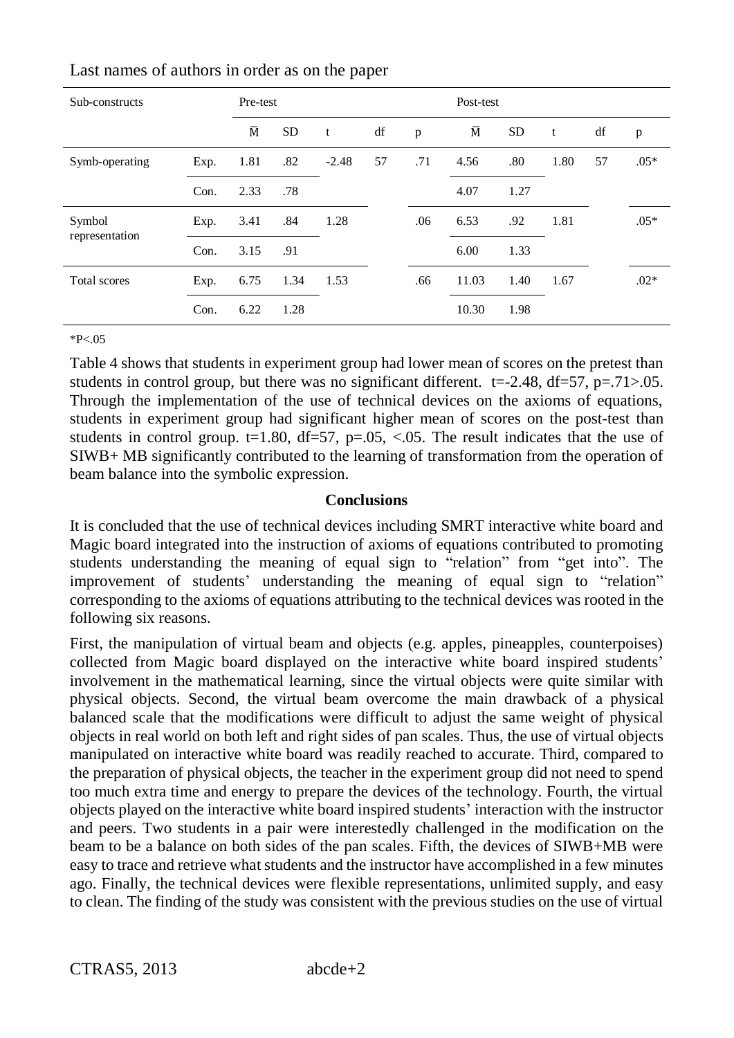| Sub-constructs | | Pre-test | | | | | Post-test | | | | |
|---|---|---|---|---|---|---|---|---|---|---|---|
| | | $\overline{M}$ | SD | t | df | p | $\overline{M}$ | SD | t | df | p |
| Symb-operating | Exp. | 1.81 | .82 | -2.48 | 57 | .71 | 4.56 | .80 | 1.80 | 57 | .05* |
| | Con. | 2.33 | .78 | | | | 4.07 | 1.27 | | | |
| Symbol representation | Exp. | 3.41 | .84 | 1.28 | | .06 | 6.53 | .92 | 1.81 | | .05* |
| | Con. | 3.15 | .91 | | | | 6.00 | 1.33 | | | |
| Total scores | Exp. | 6.75 | 1.34 | 1.53 | | .66 | 11.03 | 1.40 | 1.67 | | .02* |
| | Con. | 6.22 | 1.28 | | | | 10.30 | 1.98 | | | |

*$P<.05$

Table 4 shows that students in experiment group had lower mean of scores on the pretest than students in control group, but there was no significant different. $t=-2.48$, $df=57$, $p=.71>.05$. Through the implementation of the use of technical devices on the axioms of equations, students in experiment group had significant higher mean of scores on the post-test than students in control group. $t=1.80$, $df=57$, $p=.05$, $<.05$. The result indicates that the use of SIWB+ MB significantly contributed to the learning of transformation from the operation of beam balance into the symbolic expression.

## Conclusions

It is concluded that the use of technical devices including SMRT interactive white board and Magic board integrated into the instruction of axioms of equations contributed to promoting students understanding the meaning of equal sign to "relation" from "get into". The improvement of students' understanding the meaning of equal sign to "relation" corresponding to the axioms of equations attributing to the technical devices was rooted in the following six reasons.

First, the manipulation of virtual beam and objects (e.g. apples, pineapples, counterpoises) collected from Magic board displayed on the interactive white board inspired students' involvement in the mathematical learning, since the virtual objects were quite similar with physical objects. Second, the virtual beam overcome the main drawback of a physical balanced scale that the modifications were difficult to adjust the same weight of physical objects in real world on both left and right sides of pan scales. Thus, the use of virtual objects manipulated on interactive white board was readily reached to accurate. Third, compared to the preparation of physical objects, the teacher in the experiment group did not need to spend too much extra time and energy to prepare the devices of the technology. Fourth, the virtual objects played on the interactive white board inspired students' interaction with the instructor and peers. Two students in a pair were interestedly challenged in the modification on the beam to be a balance on both sides of the pan scales. Fifth, the devices of SIWB+MB were easy to trace and retrieve what students and the instructor have accomplished in a few minutes ago. Finally, the technical devices were flexible representations, unlimited supply, and easy to clean. The finding of the study was consistent with the previous studies on the use of virtual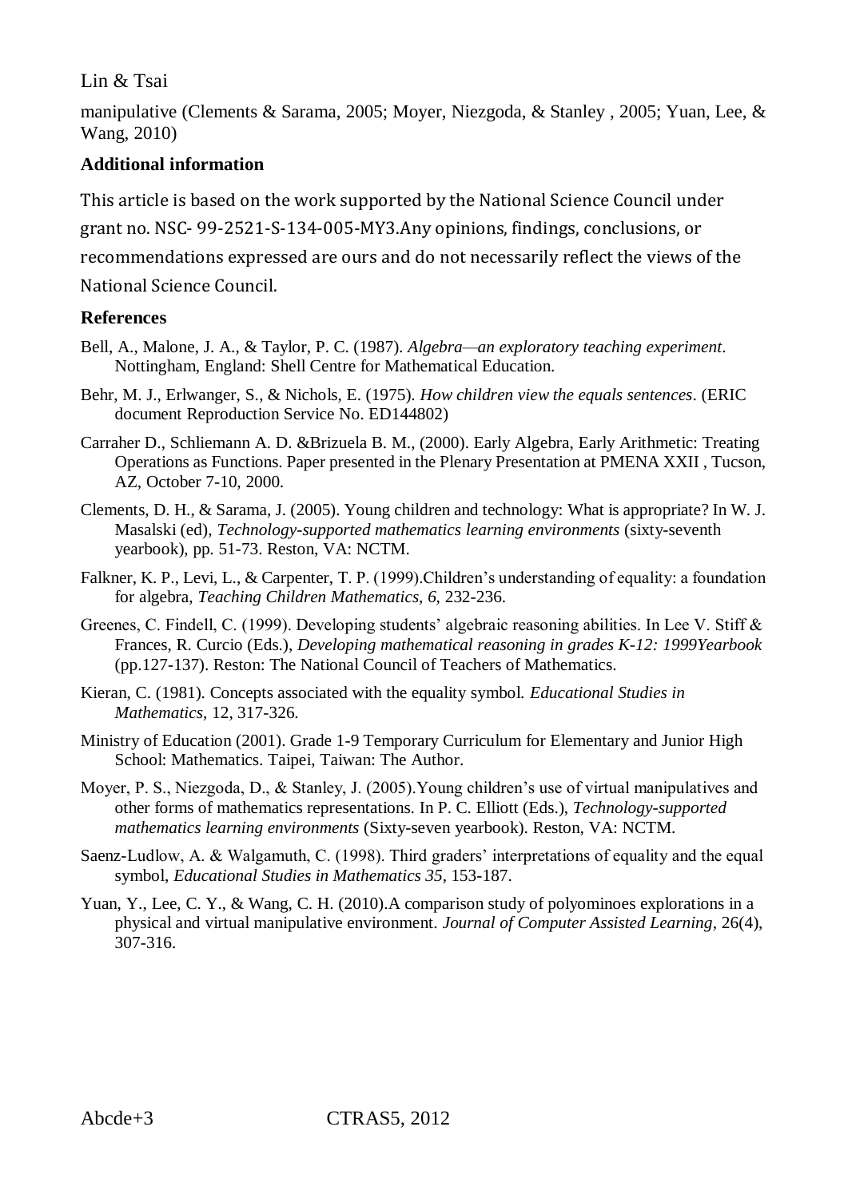manipulative (Clements & Sarama, 2005; Moyer, Niezgoda, & Stanley , 2005; Yuan, Lee, & Wang, 2010)

## Additional information

This article is based on the work supported by the National Science Council under grant no. NSC- 99-2521-S-134-005-MY3.Any opinions, findings, conclusions, or recommendations expressed are ours and do not necessarily reflect the views of the National Science Council.

## References

Bell, A., Malone, J. A., & Taylor, P. C. (1987). *Algebra—an exploratory teaching experiment*. Nottingham, England: Shell Centre for Mathematical Education.

Behr, M. J., Erlwanger, S., & Nichols, E. (1975). *How children view the equals sentences*. (ERIC document Reproduction Service No. ED144802)

Carraher D., Schliemann A. D. &Brizuela B. M., (2000). Early Algebra, Early Arithmetic: Treating Operations as Functions. Paper presented in the Plenary Presentation at PMENA XXII , Tucson, AZ, October 7-10, 2000.

Clements, D. H., & Sarama, J. (2005). Young children and technology: What is appropriate? In W. J. Masalski (ed), *Technology-supported mathematics learning environments* (sixty-seventh yearbook), pp. 51-73. Reston, VA: NCTM.

Falkner, K. P., Levi, L., & Carpenter, T. P. (1999).Children's understanding of equality: a foundation for algebra, *Teaching Children Mathematics, 6,* 232-236.

Greenes, C. Findell, C. (1999). Developing students' algebraic reasoning abilities. In Lee V. Stiff & Frances, R. Curcio (Eds.), *Developing mathematical reasoning in grades K-12: 1999Yearbook* (pp.127-137). Reston: The National Council of Teachers of Mathematics.

Kieran, C. (1981). Concepts associated with the equality symbol. *Educational Studies in Mathematics*, 12, 317-326.

Ministry of Education (2001). Grade 1-9 Temporary Curriculum for Elementary and Junior High School: Mathematics. Taipei, Taiwan: The Author.

Moyer, P. S., Niezgoda, D., & Stanley, J. (2005).Young children's use of virtual manipulatives and other forms of mathematics representations. In P. C. Elliott (Eds.), *Technology-supported mathematics learning environments* (Sixty-seven yearbook). Reston, VA: NCTM.

Saenz-Ludlow, A. & Walgamuth, C. (1998). Third graders' interpretations of equality and the equal symbol, *Educational Studies in Mathematics 35,* 153-187.

Yuan, Y., Lee, C. Y., & Wang, C. H. (2010).A comparison study of polyominoes explorations in a physical and virtual manipulative environment. *Journal of Computer Assisted Learning*, 26(4), 307-316.